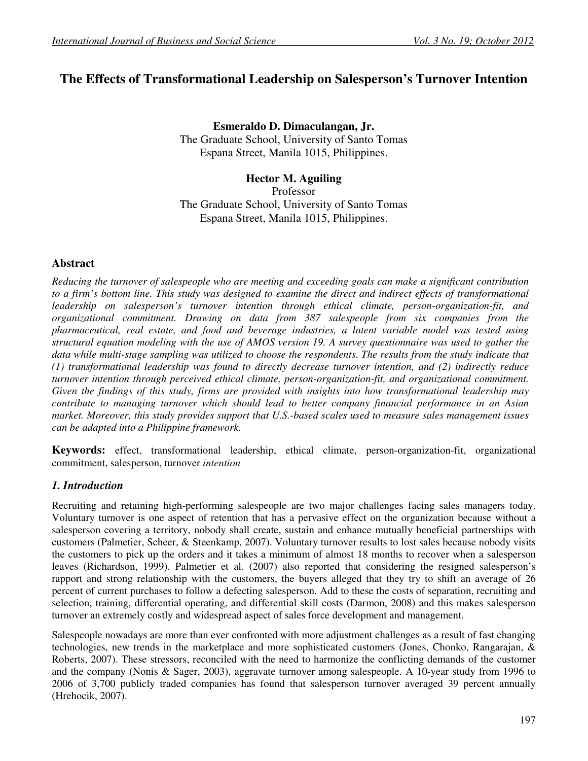# The Effects of Transformational Leadership on Salesperson's Turnover Intention

**Esmeraldo D. Dimaculangan, Jr.**
The Graduate School, University of Santo Tomas
Espana Street, Manila 1015, Philippines.

**Hector M. Aguiling**
Professor
The Graduate School, University of Santo Tomas
Espana Street, Manila 1015, Philippines.

## Abstract

*Reducing the turnover of salespeople who are meeting and exceeding goals can make a significant contribution to a firm's bottom line. This study was designed to examine the direct and indirect effects of transformational leadership on salesperson's turnover intention through ethical climate, person-organization-fit, and organizational commitment. Drawing on data from 387 salespeople from six companies from the pharmaceutical, real estate, and food and beverage industries, a latent variable model was tested using structural equation modeling with the use of AMOS version 19. A survey questionnaire was used to gather the data while multi-stage sampling was utilized to choose the respondents. The results from the study indicate that (1) transformational leadership was found to directly decrease turnover intention, and (2) indirectly reduce turnover intention through perceived ethical climate, person-organization-fit, and organizational commitment. Given the findings of this study, firms are provided with insights into how transformational leadership may contribute to managing turnover which should lead to better company financial performance in an Asian market. Moreover, this study provides support that U.S.-based scales used to measure sales management issues can be adapted into a Philippine framework.*

**Keywords:** effect, transformational leadership, ethical climate, person-organization-fit, organizational commitment, salesperson, turnover *intention*

## *1. Introduction*

Recruiting and retaining high-performing salespeople are two major challenges facing sales managers today. Voluntary turnover is one aspect of retention that has a pervasive effect on the organization because without a salesperson covering a territory, nobody shall create, sustain and enhance mutually beneficial partnerships with customers (Palmetier, Scheer, & Steenkamp, 2007). Voluntary turnover results to lost sales because nobody visits the customers to pick up the orders and it takes a minimum of almost 18 months to recover when a salesperson leaves (Richardson, 1999). Palmetier et al. (2007) also reported that considering the resigned salesperson's rapport and strong relationship with the customers, the buyers alleged that they try to shift an average of 26 percent of current purchases to follow a defecting salesperson. Add to these the costs of separation, recruiting and selection, training, differential operating, and differential skill costs (Darmon, 2008) and this makes salesperson turnover an extremely costly and widespread aspect of sales force development and management.

Salespeople nowadays are more than ever confronted with more adjustment challenges as a result of fast changing technologies, new trends in the marketplace and more sophisticated customers (Jones, Chonko, Rangarajan, & Roberts, 2007). These stressors, reconciled with the need to harmonize the conflicting demands of the customer and the company (Nonis & Sager, 2003), aggravate turnover among salespeople. A 10-year study from 1996 to 2006 of 3,700 publicly traded companies has found that salesperson turnover averaged 39 percent annually (Hrehocik, 2007).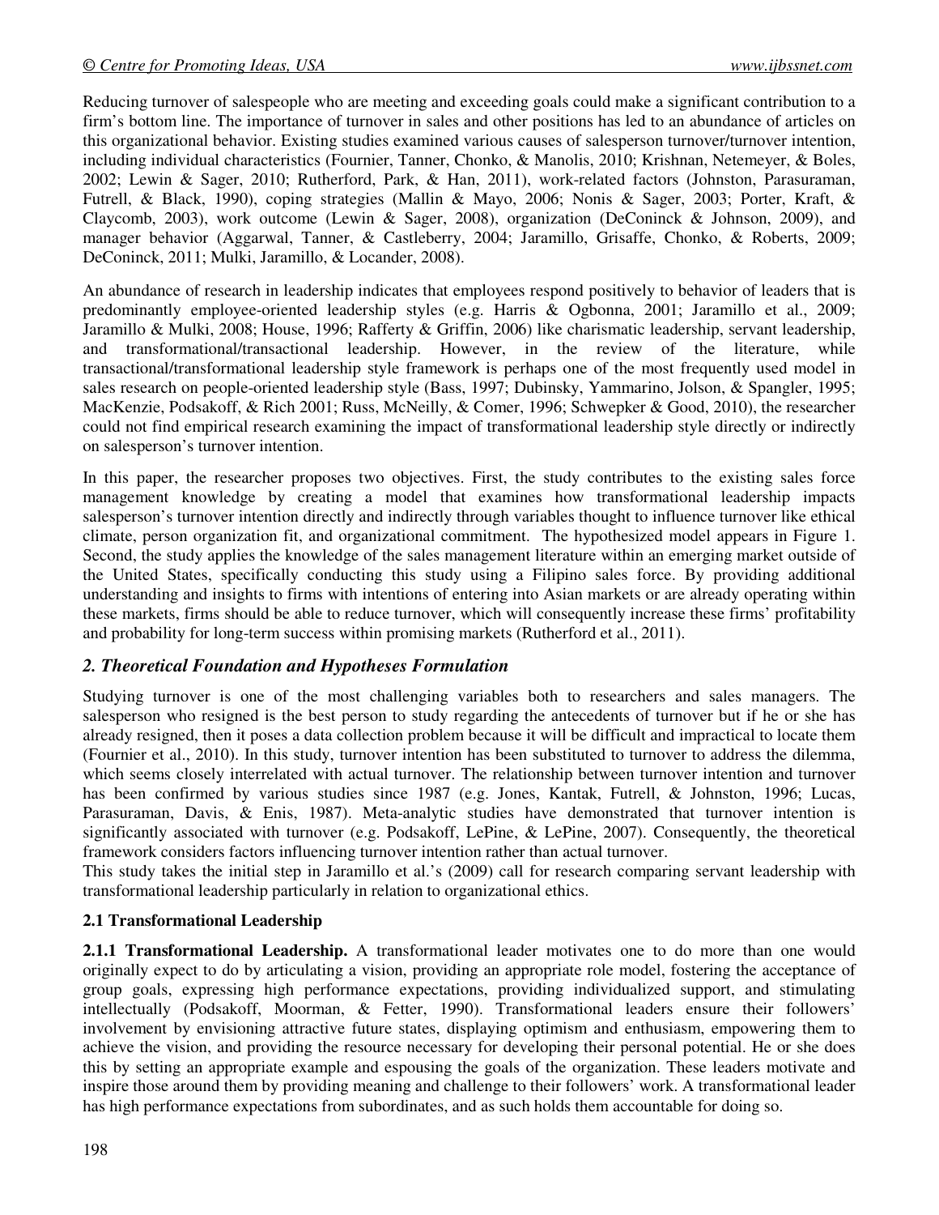Reducing turnover of salespeople who are meeting and exceeding goals could make a significant contribution to a firm's bottom line. The importance of turnover in sales and other positions has led to an abundance of articles on this organizational behavior. Existing studies examined various causes of salesperson turnover/turnover intention, including individual characteristics (Fournier, Tanner, Chonko, & Manolis, 2010; Krishnan, Netemeyer, & Boles, 2002; Lewin & Sager, 2010; Rutherford, Park, & Han, 2011), work-related factors (Johnston, Parasuraman, Futrell, & Black, 1990), coping strategies (Mallin & Mayo, 2006; Nonis & Sager, 2003; Porter, Kraft, & Claycomb, 2003), work outcome (Lewin & Sager, 2008), organization (DeConinck & Johnson, 2009), and manager behavior (Aggarwal, Tanner, & Castleberry, 2004; Jaramillo, Grisaffe, Chonko, & Roberts, 2009; DeConinck, 2011; Mulki, Jaramillo, & Locander, 2008).

An abundance of research in leadership indicates that employees respond positively to behavior of leaders that is predominantly employee-oriented leadership styles (e.g. Harris & Ogbonna, 2001; Jaramillo et al., 2009; Jaramillo & Mulki, 2008; House, 1996; Rafferty & Griffin, 2006) like charismatic leadership, servant leadership, and transformational/transactional leadership. However, in the review of the literature, while transactional/transformational leadership style framework is perhaps one of the most frequently used model in sales research on people-oriented leadership style (Bass, 1997; Dubinsky, Yammarino, Jolson, & Spangler, 1995; MacKenzie, Podsakoff, & Rich 2001; Russ, McNeilly, & Comer, 1996; Schwepker & Good, 2010), the researcher could not find empirical research examining the impact of transformational leadership style directly or indirectly on salesperson's turnover intention.

In this paper, the researcher proposes two objectives. First, the study contributes to the existing sales force management knowledge by creating a model that examines how transformational leadership impacts salesperson's turnover intention directly and indirectly through variables thought to influence turnover like ethical climate, person organization fit, and organizational commitment. The hypothesized model appears in Figure 1. Second, the study applies the knowledge of the sales management literature within an emerging market outside of the United States, specifically conducting this study using a Filipino sales force. By providing additional understanding and insights to firms with intentions of entering into Asian markets or are already operating within these markets, firms should be able to reduce turnover, which will consequently increase these firms' profitability and probability for long-term success within promising markets (Rutherford et al., 2011).

## *2. Theoretical Foundation and Hypotheses Formulation*

Studying turnover is one of the most challenging variables both to researchers and sales managers. The salesperson who resigned is the best person to study regarding the antecedents of turnover but if he or she has already resigned, then it poses a data collection problem because it will be difficult and impractical to locate them (Fournier et al., 2010). In this study, turnover intention has been substituted to turnover to address the dilemma, which seems closely interrelated with actual turnover. The relationship between turnover intention and turnover has been confirmed by various studies since 1987 (e.g. Jones, Kantak, Futrell, & Johnston, 1996; Lucas, Parasuraman, Davis, & Enis, 1987). Meta-analytic studies have demonstrated that turnover intention is significantly associated with turnover (e.g. Podsakoff, LePine, & LePine, 2007). Consequently, the theoretical framework considers factors influencing turnover intention rather than actual turnover.

This study takes the initial step in Jaramillo et al.'s (2009) call for research comparing servant leadership with transformational leadership particularly in relation to organizational ethics.

### 2.1 Transformational Leadership

**2.1.1 Transformational Leadership.** A transformational leader motivates one to do more than one would originally expect to do by articulating a vision, providing an appropriate role model, fostering the acceptance of group goals, expressing high performance expectations, providing individualized support, and stimulating intellectually (Podsakoff, Moorman, & Fetter, 1990). Transformational leaders ensure their followers' involvement by envisioning attractive future states, displaying optimism and enthusiasm, empowering them to achieve the vision, and providing the resource necessary for developing their personal potential. He or she does this by setting an appropriate example and espousing the goals of the organization. These leaders motivate and inspire those around them by providing meaning and challenge to their followers' work. A transformational leader has high performance expectations from subordinates, and as such holds them accountable for doing so.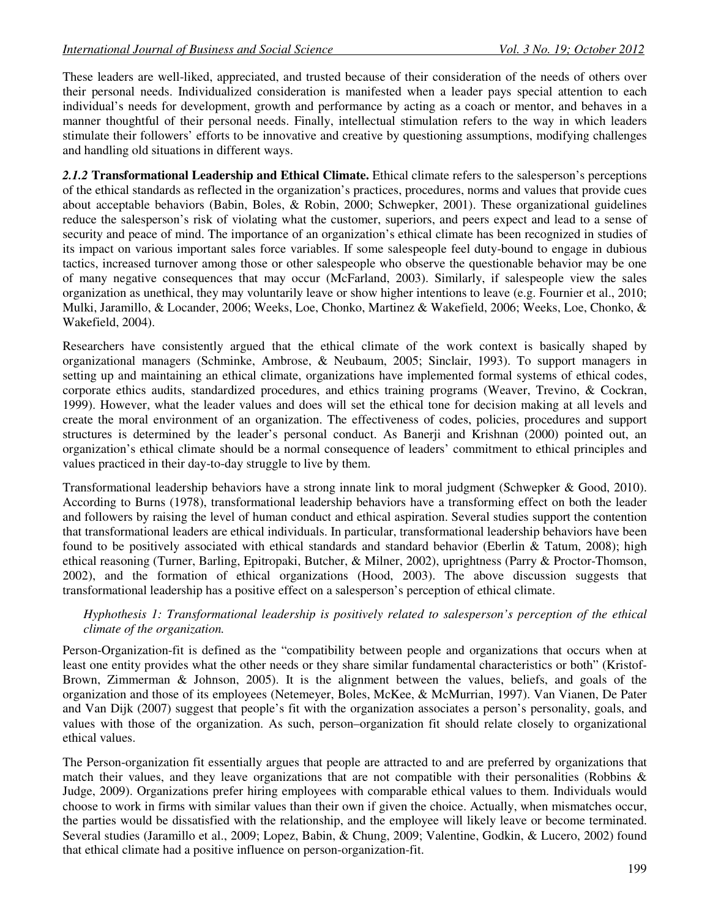These leaders are well-liked, appreciated, and trusted because of their consideration of the needs of others over their personal needs. Individualized consideration is manifested when a leader pays special attention to each individual's needs for development, growth and performance by acting as a coach or mentor, and behaves in a manner thoughtful of their personal needs. Finally, intellectual stimulation refers to the way in which leaders stimulate their followers' efforts to be innovative and creative by questioning assumptions, modifying challenges and handling old situations in different ways.

***2.1.2* Transformational Leadership and Ethical Climate.** Ethical climate refers to the salesperson's perceptions of the ethical standards as reflected in the organization's practices, procedures, norms and values that provide cues about acceptable behaviors (Babin, Boles, & Robin, 2000; Schwepker, 2001). These organizational guidelines reduce the salesperson's risk of violating what the customer, superiors, and peers expect and lead to a sense of security and peace of mind. The importance of an organization's ethical climate has been recognized in studies of its impact on various important sales force variables. If some salespeople feel duty-bound to engage in dubious tactics, increased turnover among those or other salespeople who observe the questionable behavior may be one of many negative consequences that may occur (McFarland, 2003). Similarly, if salespeople view the sales organization as unethical, they may voluntarily leave or show higher intentions to leave (e.g. Fournier et al., 2010; Mulki, Jaramillo, & Locander, 2006; Weeks, Loe, Chonko, Martinez & Wakefield, 2006; Weeks, Loe, Chonko, & Wakefield, 2004).

Researchers have consistently argued that the ethical climate of the work context is basically shaped by organizational managers (Schminke, Ambrose, & Neubaum, 2005; Sinclair, 1993). To support managers in setting up and maintaining an ethical climate, organizations have implemented formal systems of ethical codes, corporate ethics audits, standardized procedures, and ethics training programs (Weaver, Trevino, & Cockran, 1999). However, what the leader values and does will set the ethical tone for decision making at all levels and create the moral environment of an organization. The effectiveness of codes, policies, procedures and support structures is determined by the leader's personal conduct. As Banerji and Krishnan (2000) pointed out, an organization's ethical climate should be a normal consequence of leaders' commitment to ethical principles and values practiced in their day-to-day struggle to live by them.

Transformational leadership behaviors have a strong innate link to moral judgment (Schwepker & Good, 2010). According to Burns (1978), transformational leadership behaviors have a transforming effect on both the leader and followers by raising the level of human conduct and ethical aspiration. Several studies support the contention that transformational leaders are ethical individuals. In particular, transformational leadership behaviors have been found to be positively associated with ethical standards and standard behavior (Eberlin & Tatum, 2008); high ethical reasoning (Turner, Barling, Epitropaki, Butcher, & Milner, 2002), uprightness (Parry & Proctor-Thomson, 2002), and the formation of ethical organizations (Hood, 2003). The above discussion suggests that transformational leadership has a positive effect on a salesperson's perception of ethical climate.

> *Hyphothesis 1: Transformational leadership is positively related to salesperson's perception of the ethical climate of the organization.*

Person-Organization-fit is defined as the "compatibility between people and organizations that occurs when at least one entity provides what the other needs or they share similar fundamental characteristics or both" (Kristof-Brown, Zimmerman & Johnson, 2005). It is the alignment between the values, beliefs, and goals of the organization and those of its employees (Netemeyer, Boles, McKee, & McMurrian, 1997). Van Vianen, De Pater and Van Dijk (2007) suggest that people's fit with the organization associates a person's personality, goals, and values with those of the organization. As such, person–organization fit should relate closely to organizational ethical values.

The Person-organization fit essentially argues that people are attracted to and are preferred by organizations that match their values, and they leave organizations that are not compatible with their personalities (Robbins & Judge, 2009). Organizations prefer hiring employees with comparable ethical values to them. Individuals would choose to work in firms with similar values than their own if given the choice. Actually, when mismatches occur, the parties would be dissatisfied with the relationship, and the employee will likely leave or become terminated. Several studies (Jaramillo et al., 2009; Lopez, Babin, & Chung, 2009; Valentine, Godkin, & Lucero, 2002) found that ethical climate had a positive influence on person-organization-fit.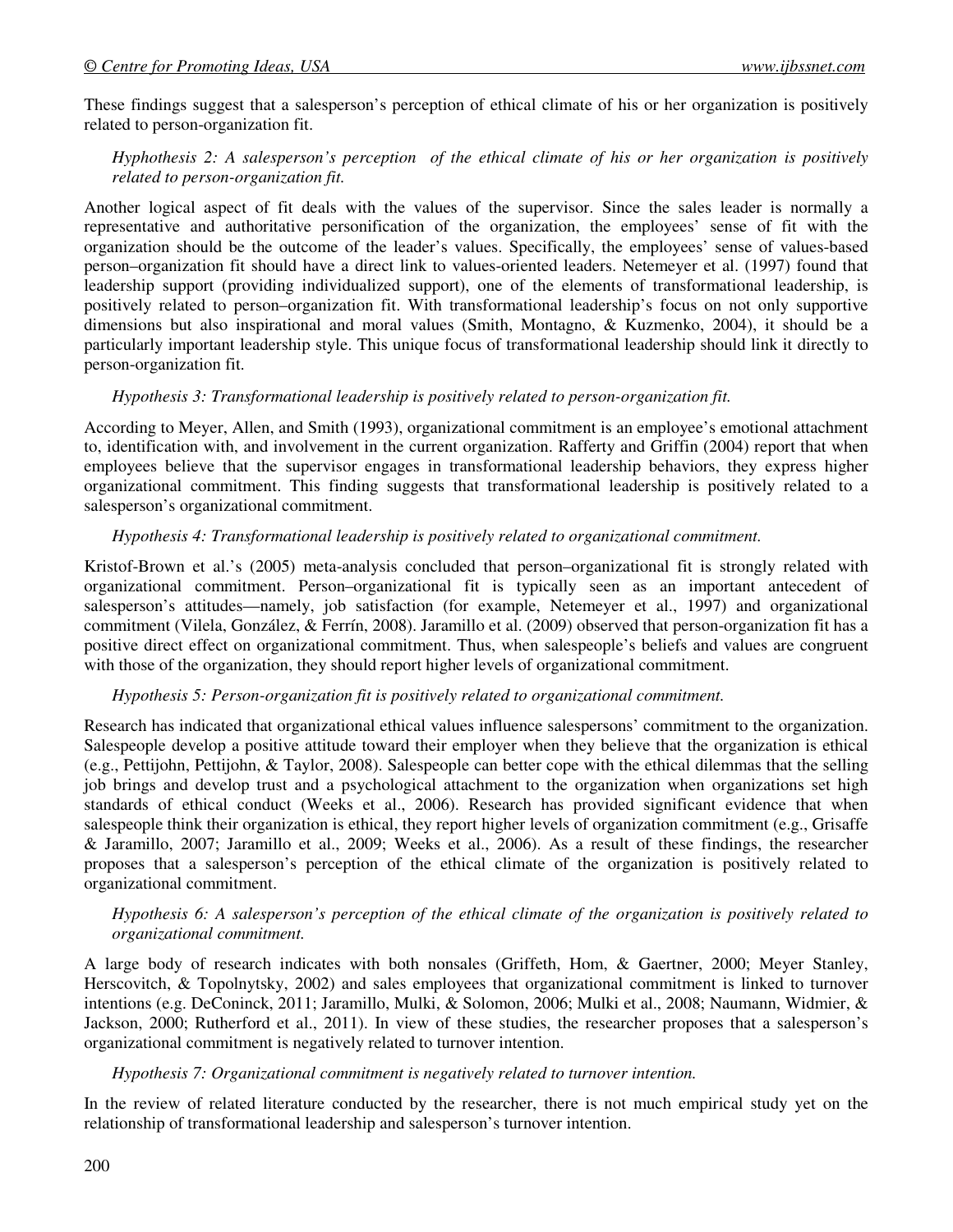These findings suggest that a salesperson's perception of ethical climate of his or her organization is positively related to person-organization fit.

*Hyphothesis 2: A salesperson's perception of the ethical climate of his or her organization is positively related to person-organization fit.*

Another logical aspect of fit deals with the values of the supervisor. Since the sales leader is normally a representative and authoritative personification of the organization, the employees' sense of fit with the organization should be the outcome of the leader's values. Specifically, the employees' sense of values-based person–organization fit should have a direct link to values-oriented leaders. Netemeyer et al. (1997) found that leadership support (providing individualized support), one of the elements of transformational leadership, is positively related to person–organization fit. With transformational leadership's focus on not only supportive dimensions but also inspirational and moral values (Smith, Montagno, & Kuzmenko, 2004), it should be a particularly important leadership style. This unique focus of transformational leadership should link it directly to person-organization fit.

*Hypothesis 3: Transformational leadership is positively related to person-organization fit.*

According to Meyer, Allen, and Smith (1993), organizational commitment is an employee's emotional attachment to, identification with, and involvement in the current organization. Rafferty and Griffin (2004) report that when employees believe that the supervisor engages in transformational leadership behaviors, they express higher organizational commitment. This finding suggests that transformational leadership is positively related to a salesperson's organizational commitment.

*Hypothesis 4: Transformational leadership is positively related to organizational commitment.*

Kristof-Brown et al.'s (2005) meta-analysis concluded that person–organizational fit is strongly related with organizational commitment. Person–organizational fit is typically seen as an important antecedent of salesperson's attitudes—namely, job satisfaction (for example, Netemeyer et al., 1997) and organizational commitment (Vilela, González, & Ferrín, 2008). Jaramillo et al. (2009) observed that person-organization fit has a positive direct effect on organizational commitment. Thus, when salespeople's beliefs and values are congruent with those of the organization, they should report higher levels of organizational commitment.

*Hypothesis 5: Person-organization fit is positively related to organizational commitment.*

Research has indicated that organizational ethical values influence salespersons' commitment to the organization. Salespeople develop a positive attitude toward their employer when they believe that the organization is ethical (e.g., Pettijohn, Pettijohn, & Taylor, 2008). Salespeople can better cope with the ethical dilemmas that the selling job brings and develop trust and a psychological attachment to the organization when organizations set high standards of ethical conduct (Weeks et al., 2006). Research has provided significant evidence that when salespeople think their organization is ethical, they report higher levels of organization commitment (e.g., Grisaffe & Jaramillo, 2007; Jaramillo et al., 2009; Weeks et al., 2006). As a result of these findings, the researcher proposes that a salesperson's perception of the ethical climate of the organization is positively related to organizational commitment.

*Hypothesis 6: A salesperson's perception of the ethical climate of the organization is positively related to organizational commitment.*

A large body of research indicates with both nonsales (Griffeth, Hom, & Gaertner, 2000; Meyer Stanley, Herscovitch, & Topolnytsky, 2002) and sales employees that organizational commitment is linked to turnover intentions (e.g. DeConinck, 2011; Jaramillo, Mulki, & Solomon, 2006; Mulki et al., 2008; Naumann, Widmier, & Jackson, 2000; Rutherford et al., 2011). In view of these studies, the researcher proposes that a salesperson's organizational commitment is negatively related to turnover intention.

*Hypothesis 7: Organizational commitment is negatively related to turnover intention.*

In the review of related literature conducted by the researcher, there is not much empirical study yet on the relationship of transformational leadership and salesperson's turnover intention.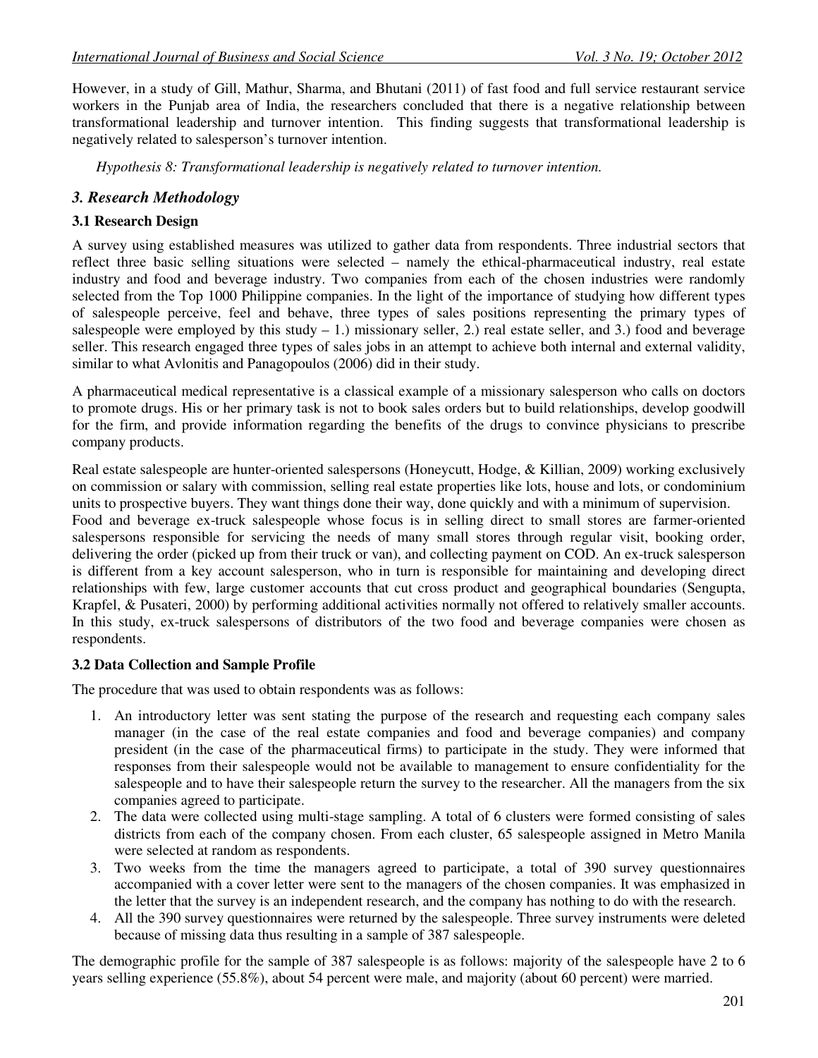However, in a study of Gill, Mathur, Sharma, and Bhutani (2011) of fast food and full service restaurant service workers in the Punjab area of India, the researchers concluded that there is a negative relationship between transformational leadership and turnover intention. This finding suggests that transformational leadership is negatively related to salesperson's turnover intention.

*Hypothesis 8: Transformational leadership is negatively related to turnover intention.*

## 3. Research Methodology

### 3.1 Research Design

A survey using established measures was utilized to gather data from respondents. Three industrial sectors that reflect three basic selling situations were selected – namely the ethical-pharmaceutical industry, real estate industry and food and beverage industry. Two companies from each of the chosen industries were randomly selected from the Top 1000 Philippine companies. In the light of the importance of studying how different types of salespeople perceive, feel and behave, three types of sales positions representing the primary types of salespeople were employed by this study – 1.) missionary seller, 2.) real estate seller, and 3.) food and beverage seller. This research engaged three types of sales jobs in an attempt to achieve both internal and external validity, similar to what Avlonitis and Panagopoulos (2006) did in their study.

A pharmaceutical medical representative is a classical example of a missionary salesperson who calls on doctors to promote drugs. His or her primary task is not to book sales orders but to build relationships, develop goodwill for the firm, and provide information regarding the benefits of the drugs to convince physicians to prescribe company products.

Real estate salespeople are hunter-oriented salespersons (Honeycutt, Hodge, & Killian, 2009) working exclusively on commission or salary with commission, selling real estate properties like lots, house and lots, or condominium units to prospective buyers. They want things done their way, done quickly and with a minimum of supervision. Food and beverage ex-truck salespeople whose focus is in selling direct to small stores are farmer-oriented salespersons responsible for servicing the needs of many small stores through regular visit, booking order, delivering the order (picked up from their truck or van), and collecting payment on COD. An ex-truck salesperson is different from a key account salesperson, who in turn is responsible for maintaining and developing direct relationships with few, large customer accounts that cut cross product and geographical boundaries (Sengupta, Krapfel, & Pusateri, 2000) by performing additional activities normally not offered to relatively smaller accounts. In this study, ex-truck salespersons of distributors of the two food and beverage companies were chosen as respondents.

### 3.2 Data Collection and Sample Profile

The procedure that was used to obtain respondents was as follows:

1. An introductory letter was sent stating the purpose of the research and requesting each company sales manager (in the case of the real estate companies and food and beverage companies) and company president (in the case of the pharmaceutical firms) to participate in the study. They were informed that responses from their salespeople would not be available to management to ensure confidentiality for the salespeople and to have their salespeople return the survey to the researcher. All the managers from the six companies agreed to participate.
2. The data were collected using multi-stage sampling. A total of 6 clusters were formed consisting of sales districts from each of the company chosen. From each cluster, 65 salespeople assigned in Metro Manila were selected at random as respondents.
3. Two weeks from the time the managers agreed to participate, a total of 390 survey questionnaires accompanied with a cover letter were sent to the managers of the chosen companies. It was emphasized in the letter that the survey is an independent research, and the company has nothing to do with the research.
4. All the 390 survey questionnaires were returned by the salespeople. Three survey instruments were deleted because of missing data thus resulting in a sample of 387 salespeople.

The demographic profile for the sample of 387 salespeople is as follows: majority of the salespeople have 2 to 6 years selling experience (55.8%), about 54 percent were male, and majority (about 60 percent) were married.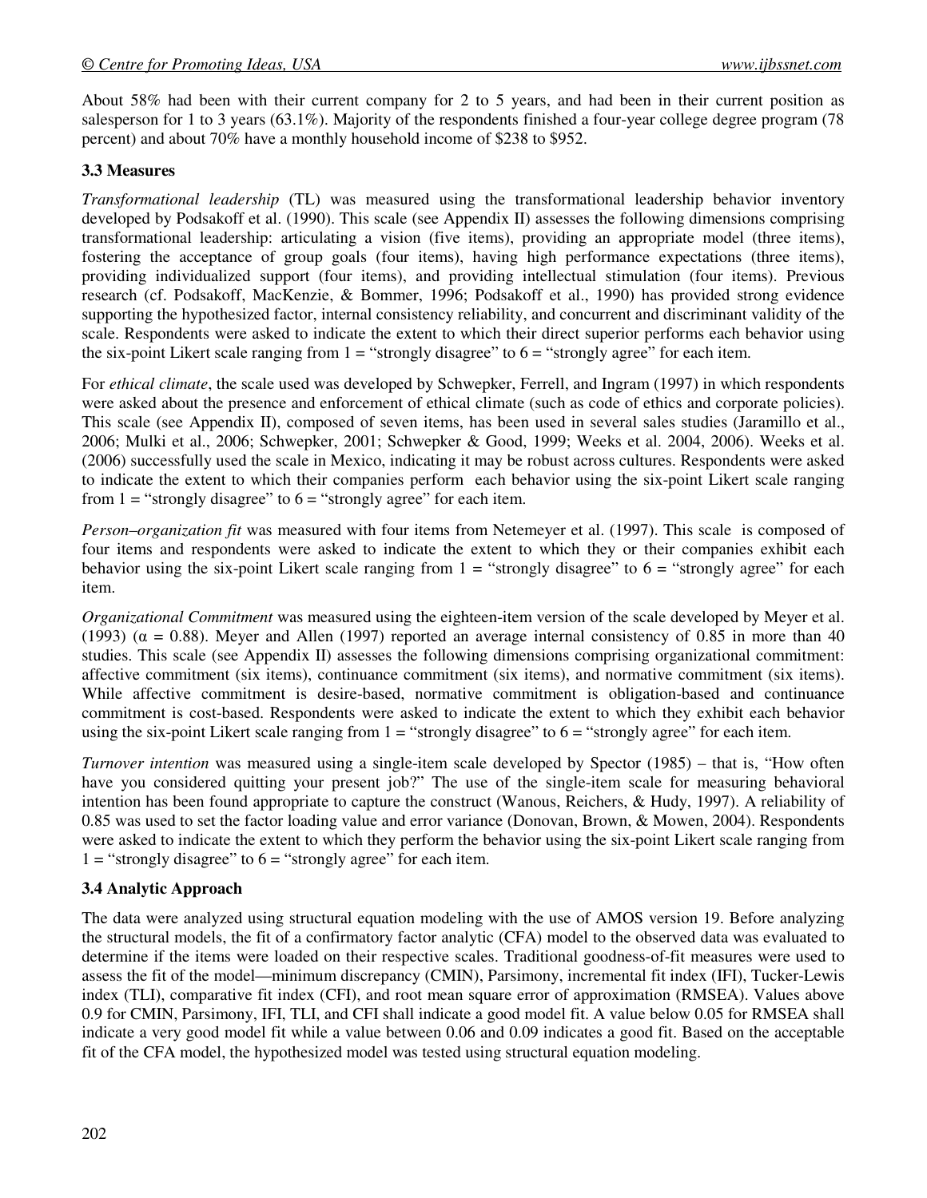About 58% had been with their current company for 2 to 5 years, and had been in their current position as salesperson for 1 to 3 years (63.1%). Majority of the respondents finished a four-year college degree program (78 percent) and about 70% have a monthly household income of $238 to $952.

### 3.3 Measures

*Transformational leadership* (TL) was measured using the transformational leadership behavior inventory developed by Podsakoff et al. (1990). This scale (see Appendix II) assesses the following dimensions comprising transformational leadership: articulating a vision (five items), providing an appropriate model (three items), fostering the acceptance of group goals (four items), having high performance expectations (three items), providing individualized support (four items), and providing intellectual stimulation (four items). Previous research (cf. Podsakoff, MacKenzie, & Bommer, 1996; Podsakoff et al., 1990) has provided strong evidence supporting the hypothesized factor, internal consistency reliability, and concurrent and discriminant validity of the scale. Respondents were asked to indicate the extent to which their direct superior performs each behavior using the six-point Likert scale ranging from 1 = "strongly disagree" to 6 = "strongly agree" for each item.

For *ethical climate*, the scale used was developed by Schwepker, Ferrell, and Ingram (1997) in which respondents were asked about the presence and enforcement of ethical climate (such as code of ethics and corporate policies). This scale (see Appendix II), composed of seven items, has been used in several sales studies (Jaramillo et al., 2006; Mulki et al., 2006; Schwepker, 2001; Schwepker & Good, 1999; Weeks et al. 2004, 2006). Weeks et al. (2006) successfully used the scale in Mexico, indicating it may be robust across cultures. Respondents were asked to indicate the extent to which their companies perform each behavior using the six-point Likert scale ranging from 1 = "strongly disagree" to 6 = "strongly agree" for each item.

*Person–organization fit* was measured with four items from Netemeyer et al. (1997). This scale is composed of four items and respondents were asked to indicate the extent to which they or their companies exhibit each behavior using the six-point Likert scale ranging from 1 = "strongly disagree" to 6 = "strongly agree" for each item.

*Organizational Commitment* was measured using the eighteen-item version of the scale developed by Meyer et al. (1993) ($\alpha = 0.88$). Meyer and Allen (1997) reported an average internal consistency of 0.85 in more than 40 studies. This scale (see Appendix II) assesses the following dimensions comprising organizational commitment: affective commitment (six items), continuance commitment (six items), and normative commitment (six items). While affective commitment is desire-based, normative commitment is obligation-based and continuance commitment is cost-based. Respondents were asked to indicate the extent to which they exhibit each behavior using the six-point Likert scale ranging from 1 = "strongly disagree" to 6 = "strongly agree" for each item.

*Turnover intention* was measured using a single-item scale developed by Spector (1985) – that is, "How often have you considered quitting your present job?" The use of the single-item scale for measuring behavioral intention has been found appropriate to capture the construct (Wanous, Reichers, & Hudy, 1997). A reliability of 0.85 was used to set the factor loading value and error variance (Donovan, Brown, & Mowen, 2004). Respondents were asked to indicate the extent to which they perform the behavior using the six-point Likert scale ranging from 1 = "strongly disagree" to 6 = "strongly agree" for each item.

### 3.4 Analytic Approach

The data were analyzed using structural equation modeling with the use of AMOS version 19. Before analyzing the structural models, the fit of a confirmatory factor analytic (CFA) model to the observed data was evaluated to determine if the items were loaded on their respective scales. Traditional goodness-of-fit measures were used to assess the fit of the model—minimum discrepancy (CMIN), Parsimony, incremental fit index (IFI), Tucker-Lewis index (TLI), comparative fit index (CFI), and root mean square error of approximation (RMSEA). Values above 0.9 for CMIN, Parsimony, IFI, TLI, and CFI shall indicate a good model fit. A value below 0.05 for RMSEA shall indicate a very good model fit while a value between 0.06 and 0.09 indicates a good fit. Based on the acceptable fit of the CFA model, the hypothesized model was tested using structural equation modeling.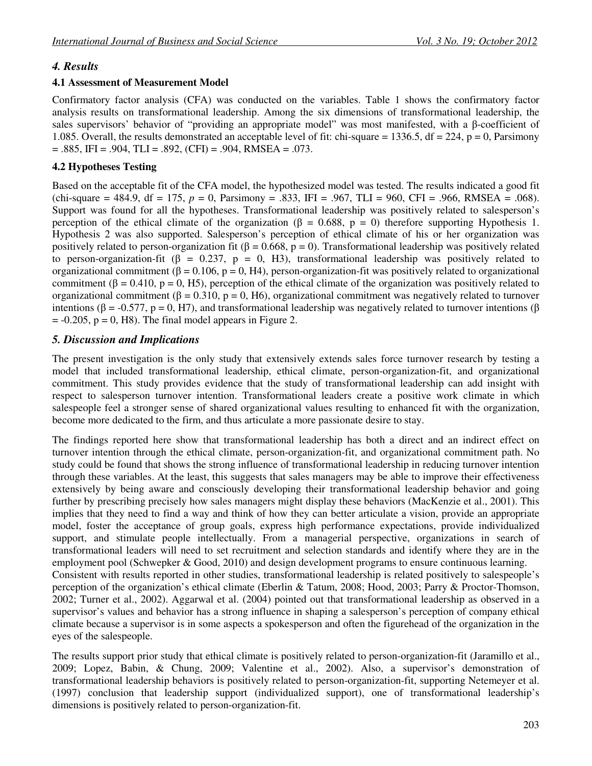## *4. Results*

### 4.1 Assessment of Measurement Model

Confirmatory factor analysis (CFA) was conducted on the variables. Table 1 shows the confirmatory factor analysis results on transformational leadership. Among the six dimensions of transformational leadership, the sales supervisors' behavior of "providing an appropriate model" was most manifested, with a β-coefficient of 1.085. Overall, the results demonstrated an acceptable level of fit: chi-square = 1336.5, df = 224, p = 0, Parsimony = .885, IFI = .904, TLI = .892, (CFI) = .904, RMSEA = .073.

### 4.2 Hypotheses Testing

Based on the acceptable fit of the CFA model, the hypothesized model was tested. The results indicated a good fit (chi-square = 484.9, df = 175, *p* = 0, Parsimony = .833, IFI = .967, TLI = 960, CFI = .966, RMSEA = .068). Support was found for all the hypotheses. Transformational leadership was positively related to salesperson's perception of the ethical climate of the organization (β = 0.688, p = 0) therefore supporting Hypothesis 1. Hypothesis 2 was also supported. Salesperson's perception of ethical climate of his or her organization was positively related to person-organization fit (β = 0.668, p = 0). Transformational leadership was positively related to person-organization-fit (β = 0.237, p = 0, H3), transformational leadership was positively related to organizational commitment (β = 0.106, p = 0, H4), person-organization-fit was positively related to organizational commitment (β = 0.410, p = 0, H5), perception of the ethical climate of the organization was positively related to organizational commitment (β = 0.310, p = 0, H6), organizational commitment was negatively related to turnover intentions (β = -0.577, p = 0, H7), and transformational leadership was negatively related to turnover intentions (β = -0.205, p = 0, H8). The final model appears in Figure 2.

## *5. Discussion and Implications*

The present investigation is the only study that extensively extends sales force turnover research by testing a model that included transformational leadership, ethical climate, person-organization-fit, and organizational commitment. This study provides evidence that the study of transformational leadership can add insight with respect to salesperson turnover intention. Transformational leaders create a positive work climate in which salespeople feel a stronger sense of shared organizational values resulting to enhanced fit with the organization, become more dedicated to the firm, and thus articulate a more passionate desire to stay.

The findings reported here show that transformational leadership has both a direct and an indirect effect on turnover intention through the ethical climate, person-organization-fit, and organizational commitment path. No study could be found that shows the strong influence of transformational leadership in reducing turnover intention through these variables. At the least, this suggests that sales managers may be able to improve their effectiveness extensively by being aware and consciously developing their transformational leadership behavior and going further by prescribing precisely how sales managers might display these behaviors (MacKenzie et al., 2001). This implies that they need to find a way and think of how they can better articulate a vision, provide an appropriate model, foster the acceptance of group goals, express high performance expectations, provide individualized support, and stimulate people intellectually. From a managerial perspective, organizations in search of transformational leaders will need to set recruitment and selection standards and identify where they are in the employment pool (Schwepker & Good, 2010) and design development programs to ensure continuous learning.

Consistent with results reported in other studies, transformational leadership is related positively to salespeople's perception of the organization's ethical climate (Eberlin & Tatum, 2008; Hood, 2003; Parry & Proctor-Thomson, 2002; Turner et al., 2002). Aggarwal et al. (2004) pointed out that transformational leadership as observed in a supervisor's values and behavior has a strong influence in shaping a salesperson's perception of company ethical climate because a supervisor is in some aspects a spokesperson and often the figurehead of the organization in the eyes of the salespeople.

The results support prior study that ethical climate is positively related to person-organization-fit (Jaramillo et al., 2009; Lopez, Babin, & Chung, 2009; Valentine et al., 2002). Also, a supervisor's demonstration of transformational leadership behaviors is positively related to person-organization-fit, supporting Netemeyer et al. (1997) conclusion that leadership support (individualized support), one of transformational leadership's dimensions is positively related to person-organization-fit.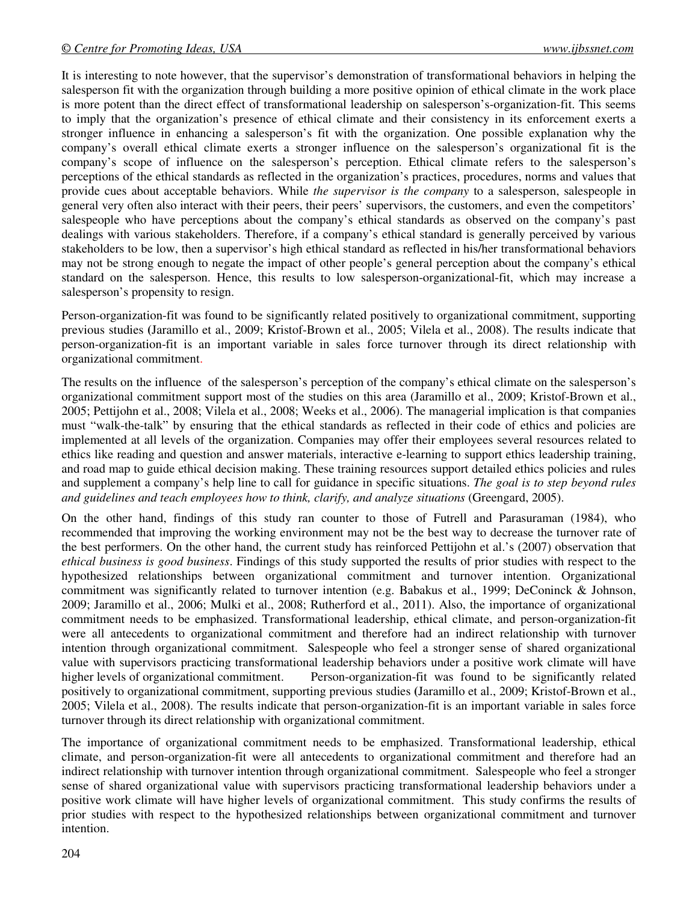It is interesting to note however, that the supervisor's demonstration of transformational behaviors in helping the salesperson fit with the organization through building a more positive opinion of ethical climate in the work place is more potent than the direct effect of transformational leadership on salesperson's-organization-fit. This seems to imply that the organization's presence of ethical climate and their consistency in its enforcement exerts a stronger influence in enhancing a salesperson's fit with the organization. One possible explanation why the company's overall ethical climate exerts a stronger influence on the salesperson's organizational fit is the company's scope of influence on the salesperson's perception. Ethical climate refers to the salesperson's perceptions of the ethical standards as reflected in the organization's practices, procedures, norms and values that provide cues about acceptable behaviors. While *the supervisor is the company* to a salesperson, salespeople in general very often also interact with their peers, their peers' supervisors, the customers, and even the competitors' salespeople who have perceptions about the company's ethical standards as observed on the company's past dealings with various stakeholders. Therefore, if a company's ethical standard is generally perceived by various stakeholders to be low, then a supervisor's high ethical standard as reflected in his/her transformational behaviors may not be strong enough to negate the impact of other people's general perception about the company's ethical standard on the salesperson. Hence, this results to low salesperson-organizational-fit, which may increase a salesperson's propensity to resign.

Person-organization-fit was found to be significantly related positively to organizational commitment, supporting previous studies (Jaramillo et al., 2009; Kristof-Brown et al., 2005; Vilela et al., 2008). The results indicate that person-organization-fit is an important variable in sales force turnover through its direct relationship with organizational commitment.

The results on the influence of the salesperson's perception of the company's ethical climate on the salesperson's organizational commitment support most of the studies on this area (Jaramillo et al., 2009; Kristof-Brown et al., 2005; Pettijohn et al., 2008; Vilela et al., 2008; Weeks et al., 2006). The managerial implication is that companies must "walk-the-talk" by ensuring that the ethical standards as reflected in their code of ethics and policies are implemented at all levels of the organization. Companies may offer their employees several resources related to ethics like reading and question and answer materials, interactive e-learning to support ethics leadership training, and road map to guide ethical decision making. These training resources support detailed ethics policies and rules and supplement a company's help line to call for guidance in specific situations. *The goal is to step beyond rules and guidelines and teach employees how to think, clarify, and analyze situations* (Greengard, 2005).

On the other hand, findings of this study ran counter to those of Futrell and Parasuraman (1984), who recommended that improving the working environment may not be the best way to decrease the turnover rate of the best performers. On the other hand, the current study has reinforced Pettijohn et al.'s (2007) observation that *ethical business is good business*. Findings of this study supported the results of prior studies with respect to the hypothesized relationships between organizational commitment and turnover intention. Organizational commitment was significantly related to turnover intention (e.g. Babakus et al., 1999; DeConinck & Johnson, 2009; Jaramillo et al., 2006; Mulki et al., 2008; Rutherford et al., 2011). Also, the importance of organizational commitment needs to be emphasized. Transformational leadership, ethical climate, and person-organization-fit were all antecedents to organizational commitment and therefore had an indirect relationship with turnover intention through organizational commitment. Salespeople who feel a stronger sense of shared organizational value with supervisors practicing transformational leadership behaviors under a positive work climate will have higher levels of organizational commitment. Person-organization-fit was found to be significantly related positively to organizational commitment, supporting previous studies (Jaramillo et al., 2009; Kristof-Brown et al., 2005; Vilela et al., 2008). The results indicate that person-organization-fit is an important variable in sales force turnover through its direct relationship with organizational commitment.

The importance of organizational commitment needs to be emphasized. Transformational leadership, ethical climate, and person-organization-fit were all antecedents to organizational commitment and therefore had an indirect relationship with turnover intention through organizational commitment. Salespeople who feel a stronger sense of shared organizational value with supervisors practicing transformational leadership behaviors under a positive work climate will have higher levels of organizational commitment. This study confirms the results of prior studies with respect to the hypothesized relationships between organizational commitment and turnover intention.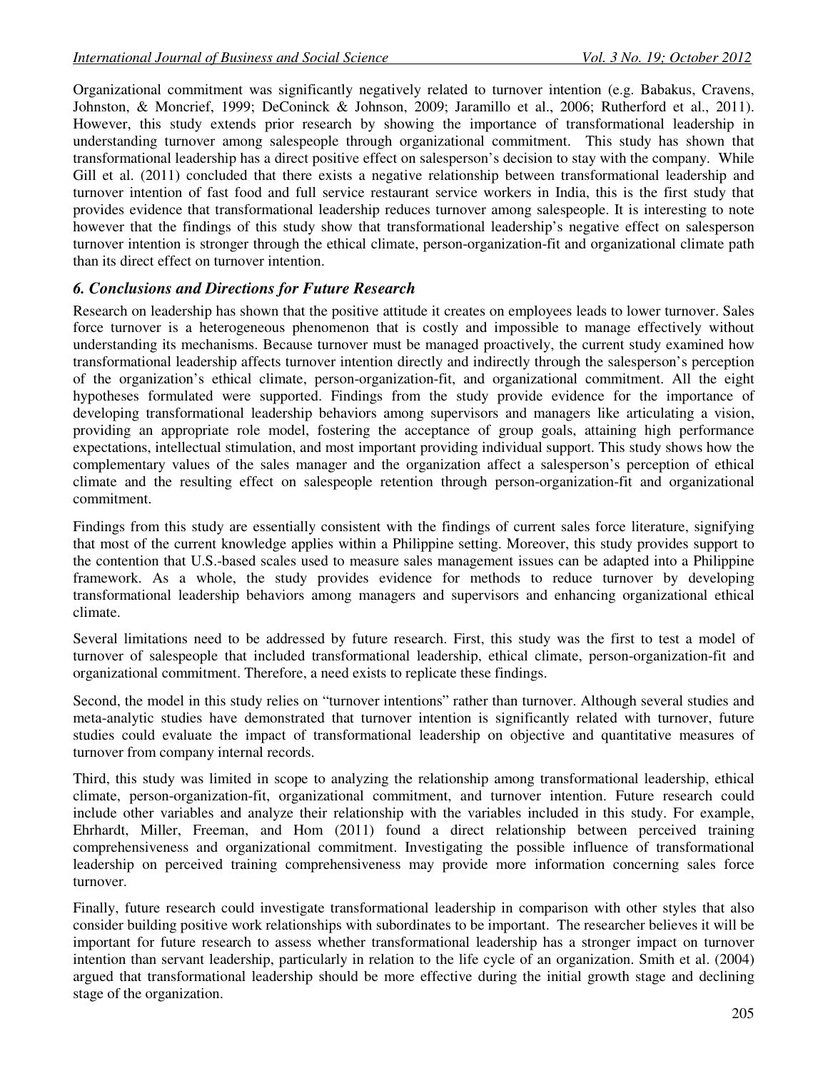Organizational commitment was significantly negatively related to turnover intention (e.g. Babakus, Cravens, Johnston, & Moncrief, 1999; DeConinck & Johnson, 2009; Jaramillo et al., 2006; Rutherford et al., 2011). However, this study extends prior research by showing the importance of transformational leadership in understanding turnover among salespeople through organizational commitment. This study has shown that transformational leadership has a direct positive effect on salesperson's decision to stay with the company. While Gill et al. (2011) concluded that there exists a negative relationship between transformational leadership and turnover intention of fast food and full service restaurant service workers in India, this is the first study that provides evidence that transformational leadership reduces turnover among salespeople. It is interesting to note however that the findings of this study show that transformational leadership's negative effect on salesperson turnover intention is stronger through the ethical climate, person-organization-fit and organizational climate path than its direct effect on turnover intention.

## *6. Conclusions and Directions for Future Research*

Research on leadership has shown that the positive attitude it creates on employees leads to lower turnover. Sales force turnover is a heterogeneous phenomenon that is costly and impossible to manage effectively without understanding its mechanisms. Because turnover must be managed proactively, the current study examined how transformational leadership affects turnover intention directly and indirectly through the salesperson's perception of the organization's ethical climate, person-organization-fit, and organizational commitment. All the eight hypotheses formulated were supported. Findings from the study provide evidence for the importance of developing transformational leadership behaviors among supervisors and managers like articulating a vision, providing an appropriate role model, fostering the acceptance of group goals, attaining high performance expectations, intellectual stimulation, and most important providing individual support. This study shows how the complementary values of the sales manager and the organization affect a salesperson's perception of ethical climate and the resulting effect on salespeople retention through person-organization-fit and organizational commitment.

Findings from this study are essentially consistent with the findings of current sales force literature, signifying that most of the current knowledge applies within a Philippine setting. Moreover, this study provides support to the contention that U.S.-based scales used to measure sales management issues can be adapted into a Philippine framework. As a whole, the study provides evidence for methods to reduce turnover by developing transformational leadership behaviors among managers and supervisors and enhancing organizational ethical climate.

Several limitations need to be addressed by future research. First, this study was the first to test a model of turnover of salespeople that included transformational leadership, ethical climate, person-organization-fit and organizational commitment. Therefore, a need exists to replicate these findings.

Second, the model in this study relies on "turnover intentions" rather than turnover. Although several studies and meta-analytic studies have demonstrated that turnover intention is significantly related with turnover, future studies could evaluate the impact of transformational leadership on objective and quantitative measures of turnover from company internal records.

Third, this study was limited in scope to analyzing the relationship among transformational leadership, ethical climate, person-organization-fit, organizational commitment, and turnover intention. Future research could include other variables and analyze their relationship with the variables included in this study. For example, Ehrhardt, Miller, Freeman, and Hom (2011) found a direct relationship between perceived training comprehensiveness and organizational commitment. Investigating the possible influence of transformational leadership on perceived training comprehensiveness may provide more information concerning sales force turnover.

Finally, future research could investigate transformational leadership in comparison with other styles that also consider building positive work relationships with subordinates to be important. The researcher believes it will be important for future research to assess whether transformational leadership has a stronger impact on turnover intention than servant leadership, particularly in relation to the life cycle of an organization. Smith et al. (2004) argued that transformational leadership should be more effective during the initial growth stage and declining stage of the organization.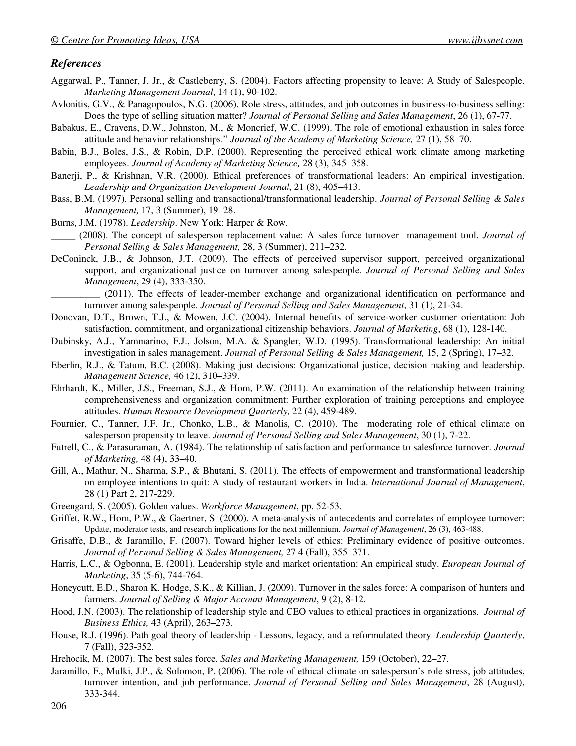## *References*

Aggarwal, P., Tanner, J. Jr., & Castleberry, S. (2004). Factors affecting propensity to leave: A Study of Salespeople. *Marketing Management Journal*, 14 (1), 90-102.

Avlonitis, G.V., & Panagopoulos, N.G. (2006). Role stress, attitudes, and job outcomes in business-to-business selling: Does the type of selling situation matter? *Journal of Personal Selling and Sales Management*, 26 (1), 67-77.

Babakus, E., Cravens, D.W., Johnston, M., & Moncrief, W.C. (1999). The role of emotional exhaustion in sales force attitude and behavior relationships." *Journal of the Academy of Marketing Science,* 27 (1), 58–70.

Babin, B.J., Boles, J.S., & Robin, D.P. (2000). Representing the perceived ethical work climate among marketing employees. *Journal of Academy of Marketing Science,* 28 (3), 345–358.

Banerji, P., & Krishnan, V.R. (2000). Ethical preferences of transformational leaders: An empirical investigation. *Leadership and Organization Development Journal*, 21 (8), 405–413.

Bass, B.M. (1997). Personal selling and transactional/transformational leadership. *Journal of Personal Selling & Sales Management,* 17, 3 (Summer), 19–28.

Burns, J.M. (1978). *Leadership*. New York: Harper & Row.

_____ (2008). The concept of salesperson replacement value: A sales force turnover management tool. *Journal of Personal Selling & Sales Management,* 28, 3 (Summer), 211–232.

DeConinck, J.B., & Johnson, J.T. (2009). The effects of perceived supervisor support, perceived organizational support, and organizational justice on turnover among salespeople. *Journal of Personal Selling and Sales Management*, 29 (4), 333-350.

__________ (2011). The effects of leader-member exchange and organizational identification on performance and turnover among salespeople. *Journal of Personal Selling and Sales Management*, 31 (1), 21-34.

Donovan, D.T., Brown, T.J., & Mowen, J.C. (2004). Internal benefits of service-worker customer orientation: Job satisfaction, commitment, and organizational citizenship behaviors. *Journal of Marketing*, 68 (1), 128-140.

Dubinsky, A.J., Yammarino, F.J., Jolson, M.A. & Spangler, W.D. (1995). Transformational leadership: An initial investigation in sales management. *Journal of Personal Selling & Sales Management,* 15, 2 (Spring), 17–32.

Eberlin, R.J., & Tatum, B.C. (2008). Making just decisions: Organizational justice, decision making and leadership. *Management Science,* 46 (2), 310–339.

Ehrhardt, K., Miller, J.S., Freeman, S.J., & Hom, P.W. (2011). An examination of the relationship between training comprehensiveness and organization commitment: Further exploration of training perceptions and employee attitudes. *Human Resource Development Quarterly*, 22 (4), 459-489.

Fournier, C., Tanner, J.F. Jr., Chonko, L.B., & Manolis, C. (2010). The moderating role of ethical climate on salesperson propensity to leave. *Journal of Personal Selling and Sales Management*, 30 (1), 7-22.

Futrell, C., & Parasuraman, A. (1984). The relationship of satisfaction and performance to salesforce turnover. *Journal of Marketing,* 48 (4), 33–40.

Gill, A., Mathur, N., Sharma, S.P., & Bhutani, S. (2011). The effects of empowerment and transformational leadership on employee intentions to quit: A study of restaurant workers in India. *International Journal of Management*, 28 (1) Part 2, 217-229.

Greengard, S. (2005). Golden values. *Workforce Management*, pp. 52-53.

Griffet, R.W., Hom, P.W., & Gaertner, S. (2000). A meta-analysis of antecedents and correlates of employee turnover: Update, moderator tests, and research implications for the next millennium. *Journal of Management*, 26 (3), 463-488.

Grisaffe, D.B., & Jaramillo, F. (2007). Toward higher levels of ethics: Preliminary evidence of positive outcomes. *Journal of Personal Selling & Sales Management,* 27 4 (Fall), 355–371.

Harris, L.C., & Ogbonna, E. (2001). Leadership style and market orientation: An empirical study. *European Journal of Marketing*, 35 (5-6), 744-764.

Honeycutt, E.D., Sharon K. Hodge, S.K., & Killian, J. (2009). Turnover in the sales force: A comparison of hunters and farmers. *Journal of Selling & Major Account Management*, 9 (2), 8-12.

Hood, J.N. (2003). The relationship of leadership style and CEO values to ethical practices in organizations. *Journal of Business Ethics,* 43 (April), 263–273.

House, R.J. (1996). Path goal theory of leadership - Lessons, legacy, and a reformulated theory. *Leadership Quarterly*, 7 (Fall), 323-352.

Hrehocik, M. (2007). The best sales force. *Sales and Marketing Management,* 159 (October), 22–27.

Jaramillo, F., Mulki, J.P., & Solomon, P. (2006). The role of ethical climate on salesperson's role stress, job attitudes, turnover intention, and job performance. *Journal of Personal Selling and Sales Management*, 28 (August), 333-344.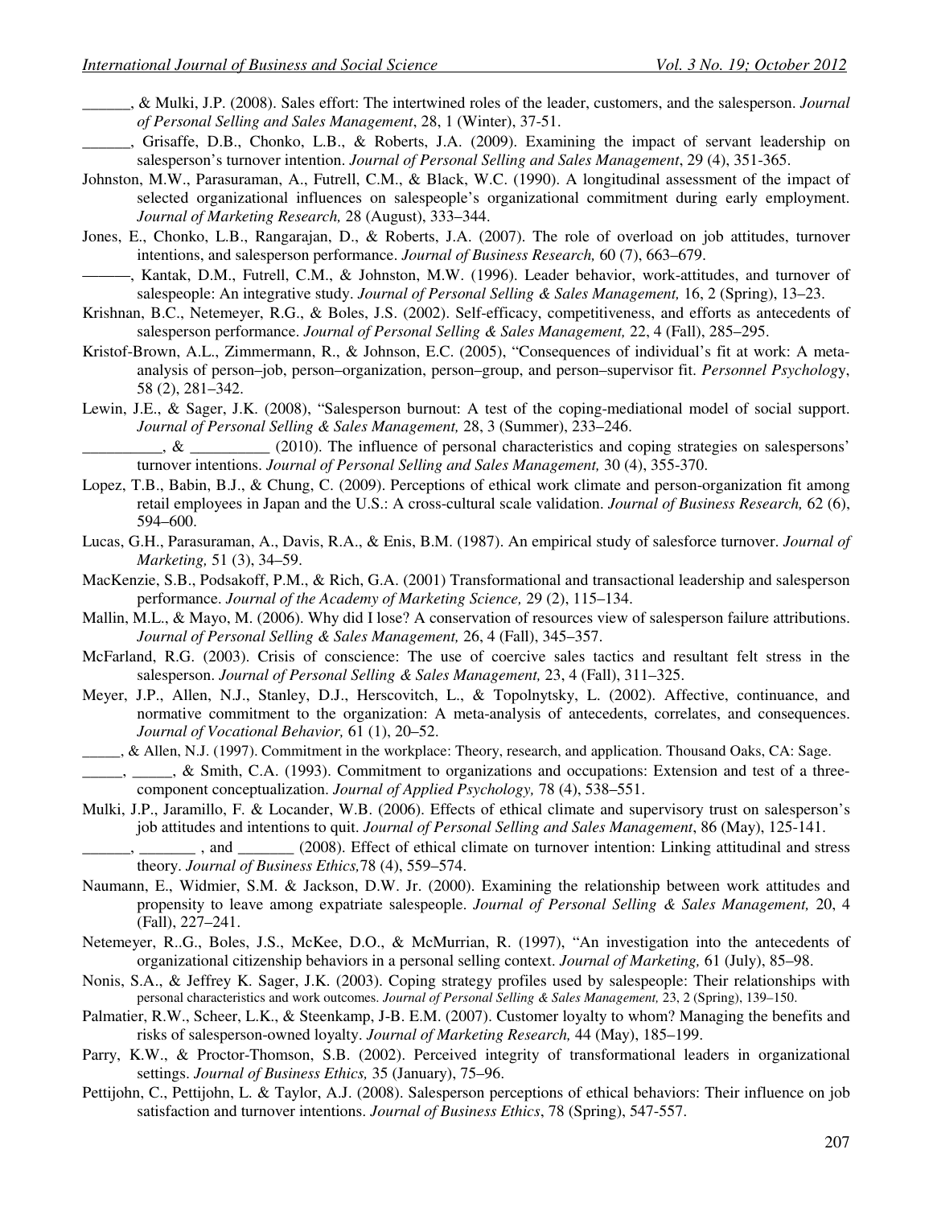______, & Mulki, J.P. (2008). Sales effort: The intertwined roles of the leader, customers, and the salesperson. *Journal of Personal Selling and Sales Management*, 28, 1 (Winter), 37-51.

______, Grisaffe, D.B., Chonko, L.B., & Roberts, J.A. (2009). Examining the impact of servant leadership on salesperson's turnover intention. *Journal of Personal Selling and Sales Management*, 29 (4), 351-365.

Johnston, M.W., Parasuraman, A., Futrell, C.M., & Black, W.C. (1990). A longitudinal assessment of the impact of selected organizational influences on salespeople's organizational commitment during early employment. *Journal of Marketing Research,* 28 (August), 333–344.

Jones, E., Chonko, L.B., Rangarajan, D., & Roberts, J.A. (2007). The role of overload on job attitudes, turnover intentions, and salesperson performance. *Journal of Business Research,* 60 (7), 663–679.

———, Kantak, D.M., Futrell, C.M., & Johnston, M.W. (1996). Leader behavior, work-attitudes, and turnover of salespeople: An integrative study. *Journal of Personal Selling & Sales Management,* 16, 2 (Spring), 13–23.

Krishnan, B.C., Netemeyer, R.G., & Boles, J.S. (2002). Self-efficacy, competitiveness, and efforts as antecedents of salesperson performance. *Journal of Personal Selling & Sales Management,* 22, 4 (Fall), 285–295.

Kristof-Brown, A.L., Zimmermann, R., & Johnson, E.C. (2005), "Consequences of individual's fit at work: A meta-analysis of person–job, person–organization, person–group, and person–supervisor fit. *Personnel Psychology*, 58 (2), 281–342.

Lewin, J.E., & Sager, J.K. (2008), "Salesperson burnout: A test of the coping-mediational model of social support. *Journal of Personal Selling & Sales Management,* 28, 3 (Summer), 233–246.

__________, & __________ (2010). The influence of personal characteristics and coping strategies on salespersons' turnover intentions. *Journal of Personal Selling and Sales Management,* 30 (4), 355-370.

Lopez, T.B., Babin, B.J., & Chung, C. (2009). Perceptions of ethical work climate and person-organization fit among retail employees in Japan and the U.S.: A cross-cultural scale validation. *Journal of Business Research,* 62 (6), 594–600.

Lucas, G.H., Parasuraman, A., Davis, R.A., & Enis, B.M. (1987). An empirical study of salesforce turnover. *Journal of Marketing,* 51 (3), 34–59.

MacKenzie, S.B., Podsakoff, P.M., & Rich, G.A. (2001) Transformational and transactional leadership and salesperson performance. *Journal of the Academy of Marketing Science,* 29 (2), 115–134.

Mallin, M.L., & Mayo, M. (2006). Why did I lose? A conservation of resources view of salesperson failure attributions. *Journal of Personal Selling & Sales Management,* 26, 4 (Fall), 345–357.

McFarland, R.G. (2003). Crisis of conscience: The use of coercive sales tactics and resultant felt stress in the salesperson. *Journal of Personal Selling & Sales Management,* 23, 4 (Fall), 311–325.

Meyer, J.P., Allen, N.J., Stanley, D.J., Herscovitch, L., & Topolnytsky, L. (2002). Affective, continuance, and normative commitment to the organization: A meta-analysis of antecedents, correlates, and consequences. *Journal of Vocational Behavior,* 61 (1), 20–52.

_____, & Allen, N.J. (1997). Commitment in the workplace: Theory, research, and application. Thousand Oaks, CA: Sage.

_____, _____, & Smith, C.A. (1993). Commitment to organizations and occupations: Extension and test of a three-component conceptualization. *Journal of Applied Psychology,* 78 (4), 538–551.

Mulki, J.P., Jaramillo, F. & Locander, W.B. (2006). Effects of ethical climate and supervisory trust on salesperson's job attitudes and intentions to quit. *Journal of Personal Selling and Sales Management*, 86 (May), 125-141.

______, _______ , and _______ (2008). Effect of ethical climate on turnover intention: Linking attitudinal and stress theory. *Journal of Business Ethics,*78 (4), 559–574.

Naumann, E., Widmier, S.M. & Jackson, D.W. Jr. (2000). Examining the relationship between work attitudes and propensity to leave among expatriate salespeople. *Journal of Personal Selling & Sales Management,* 20, 4 (Fall), 227–241.

Netemeyer, R..G., Boles, J.S., McKee, D.O., & McMurrian, R. (1997), "An investigation into the antecedents of organizational citizenship behaviors in a personal selling context. *Journal of Marketing,* 61 (July), 85–98.

Nonis, S.A., & Jeffrey K. Sager, J.K. (2003). Coping strategy profiles used by salespeople: Their relationships with personal characteristics and work outcomes. *Journal of Personal Selling & Sales Management,* 23, 2 (Spring), 139–150.

Palmatier, R.W., Scheer, L.K., & Steenkamp, J-B. E.M. (2007). Customer loyalty to whom? Managing the benefits and risks of salesperson-owned loyalty. *Journal of Marketing Research,* 44 (May), 185–199.

Parry, K.W., & Proctor-Thomson, S.B. (2002). Perceived integrity of transformational leaders in organizational settings. *Journal of Business Ethics,* 35 (January), 75–96.

Pettijohn, C., Pettijohn, L. & Taylor, A.J. (2008). Salesperson perceptions of ethical behaviors: Their influence on job satisfaction and turnover intentions. *Journal of Business Ethics*, 78 (Spring), 547-557.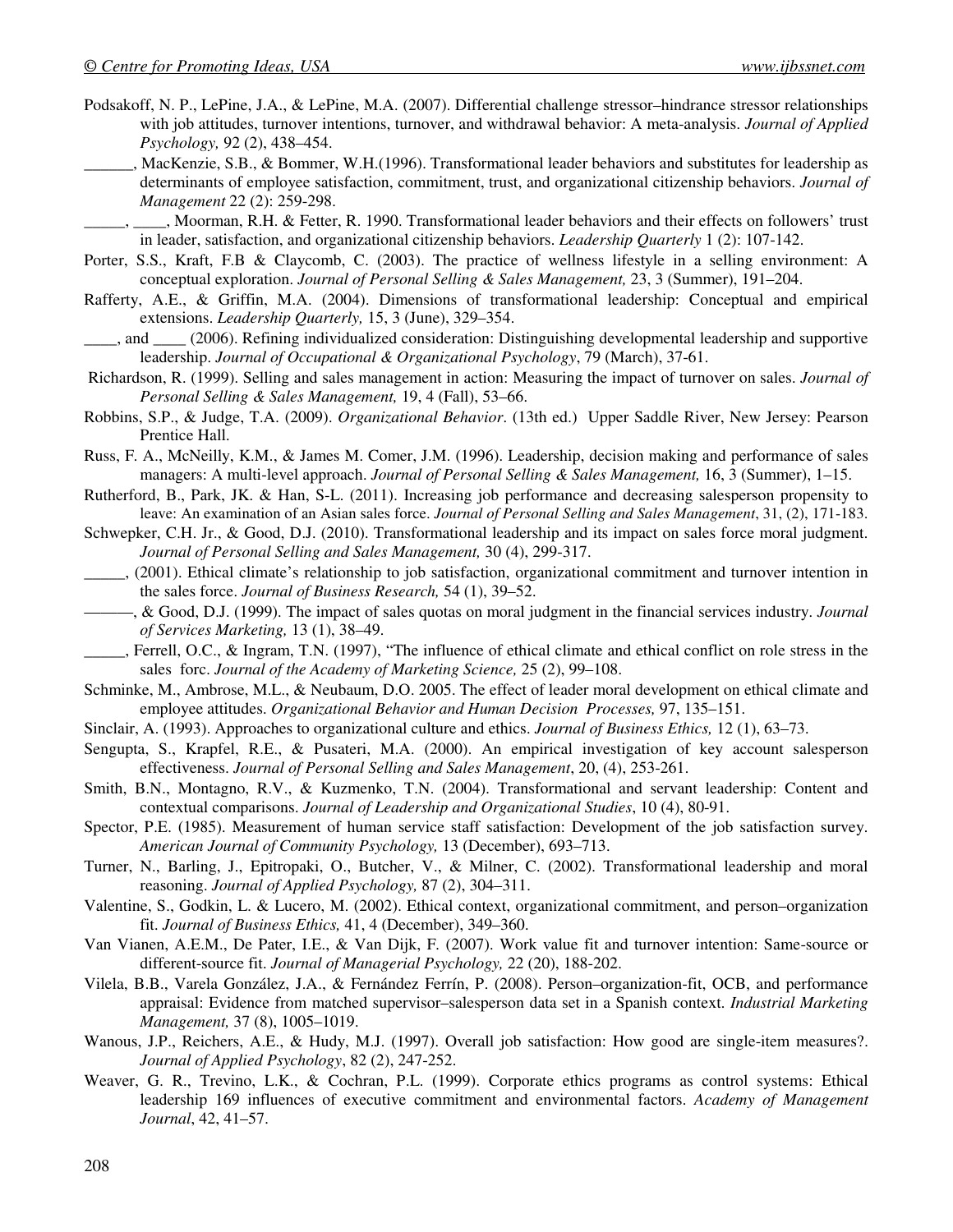Podsakoff, N. P., LePine, J.A., & LePine, M.A. (2007). Differential challenge stressor–hindrance stressor relationships with job attitudes, turnover intentions, turnover, and withdrawal behavior: A meta-analysis. *Journal of Applied Psychology,* 92 (2), 438–454.

______, MacKenzie, S.B., & Bommer, W.H.(1996). Transformational leader behaviors and substitutes for leadership as determinants of employee satisfaction, commitment, trust, and organizational citizenship behaviors. *Journal of Management* 22 (2): 259-298.

_____, ____, Moorman, R.H. & Fetter, R. 1990. Transformational leader behaviors and their effects on followers' trust in leader, satisfaction, and organizational citizenship behaviors. *Leadership Quarterly* 1 (2): 107-142.

Porter, S.S., Kraft, F.B & Claycomb, C. (2003). The practice of wellness lifestyle in a selling environment: A conceptual exploration. *Journal of Personal Selling & Sales Management,* 23, 3 (Summer), 191–204.

Rafferty, A.E., & Griffin, M.A. (2004). Dimensions of transformational leadership: Conceptual and empirical extensions. *Leadership Quarterly,* 15, 3 (June), 329–354.

____, and ____ (2006). Refining individualized consideration: Distinguishing developmental leadership and supportive leadership. *Journal of Occupational & Organizational Psychology*, 79 (March), 37-61.

Richardson, R. (1999). Selling and sales management in action: Measuring the impact of turnover on sales. *Journal of Personal Selling & Sales Management,* 19, 4 (Fall), 53–66.

Robbins, S.P., & Judge, T.A. (2009). *Organizational Behavior*. (13th ed.) Upper Saddle River, New Jersey: Pearson Prentice Hall.

Russ, F. A., McNeilly, K.M., & James M. Comer, J.M. (1996). Leadership, decision making and performance of sales managers: A multi-level approach. *Journal of Personal Selling & Sales Management,* 16, 3 (Summer), 1–15.

Rutherford, B., Park, JK. & Han, S-L. (2011). Increasing job performance and decreasing salesperson propensity to leave: An examination of an Asian sales force. *Journal of Personal Selling and Sales Management*, 31, (2), 171-183.

Schwepker, C.H. Jr., & Good, D.J. (2010). Transformational leadership and its impact on sales force moral judgment. *Journal of Personal Selling and Sales Management,* 30 (4), 299-317.

_____, (2001). Ethical climate's relationship to job satisfaction, organizational commitment and turnover intention in the sales force. *Journal of Business Research,* 54 (1), 39–52.

———, & Good, D.J. (1999). The impact of sales quotas on moral judgment in the financial services industry. *Journal of Services Marketing,* 13 (1), 38–49.

_____, Ferrell, O.C., & Ingram, T.N. (1997), "The influence of ethical climate and ethical conflict on role stress in the sales forc. *Journal of the Academy of Marketing Science,* 25 (2), 99–108.

Schminke, M., Ambrose, M.L., & Neubaum, D.O. 2005. The effect of leader moral development on ethical climate and employee attitudes. *Organizational Behavior and Human Decision Processes,* 97, 135–151.

Sinclair, A. (1993). Approaches to organizational culture and ethics. *Journal of Business Ethics,* 12 (1), 63–73.

Sengupta, S., Krapfel, R.E., & Pusateri, M.A. (2000). An empirical investigation of key account salesperson effectiveness. *Journal of Personal Selling and Sales Management*, 20, (4), 253-261.

Smith, B.N., Montagno, R.V., & Kuzmenko, T.N. (2004). Transformational and servant leadership: Content and contextual comparisons. *Journal of Leadership and Organizational Studies*, 10 (4), 80-91.

Spector, P.E. (1985). Measurement of human service staff satisfaction: Development of the job satisfaction survey. *American Journal of Community Psychology,* 13 (December), 693–713.

Turner, N., Barling, J., Epitropaki, O., Butcher, V., & Milner, C. (2002). Transformational leadership and moral reasoning. *Journal of Applied Psychology,* 87 (2), 304–311.

Valentine, S., Godkin, L. & Lucero, M. (2002). Ethical context, organizational commitment, and person–organization fit. *Journal of Business Ethics,* 41, 4 (December), 349–360.

Van Vianen, A.E.M., De Pater, I.E., & Van Dijk, F. (2007). Work value fit and turnover intention: Same-source or different-source fit. *Journal of Managerial Psychology,* 22 (20), 188-202.

Vilela, B.B., Varela González, J.A., & Fernández Ferrín, P. (2008). Person–organization-fit, OCB, and performance appraisal: Evidence from matched supervisor–salesperson data set in a Spanish context. *Industrial Marketing Management,* 37 (8), 1005–1019.

Wanous, J.P., Reichers, A.E., & Hudy, M.J. (1997). Overall job satisfaction: How good are single-item measures?. *Journal of Applied Psychology*, 82 (2), 247-252.

Weaver, G. R., Trevino, L.K., & Cochran, P.L. (1999). Corporate ethics programs as control systems: Ethical leadership 169 influences of executive commitment and environmental factors. *Academy of Management Journal*, 42, 41–57.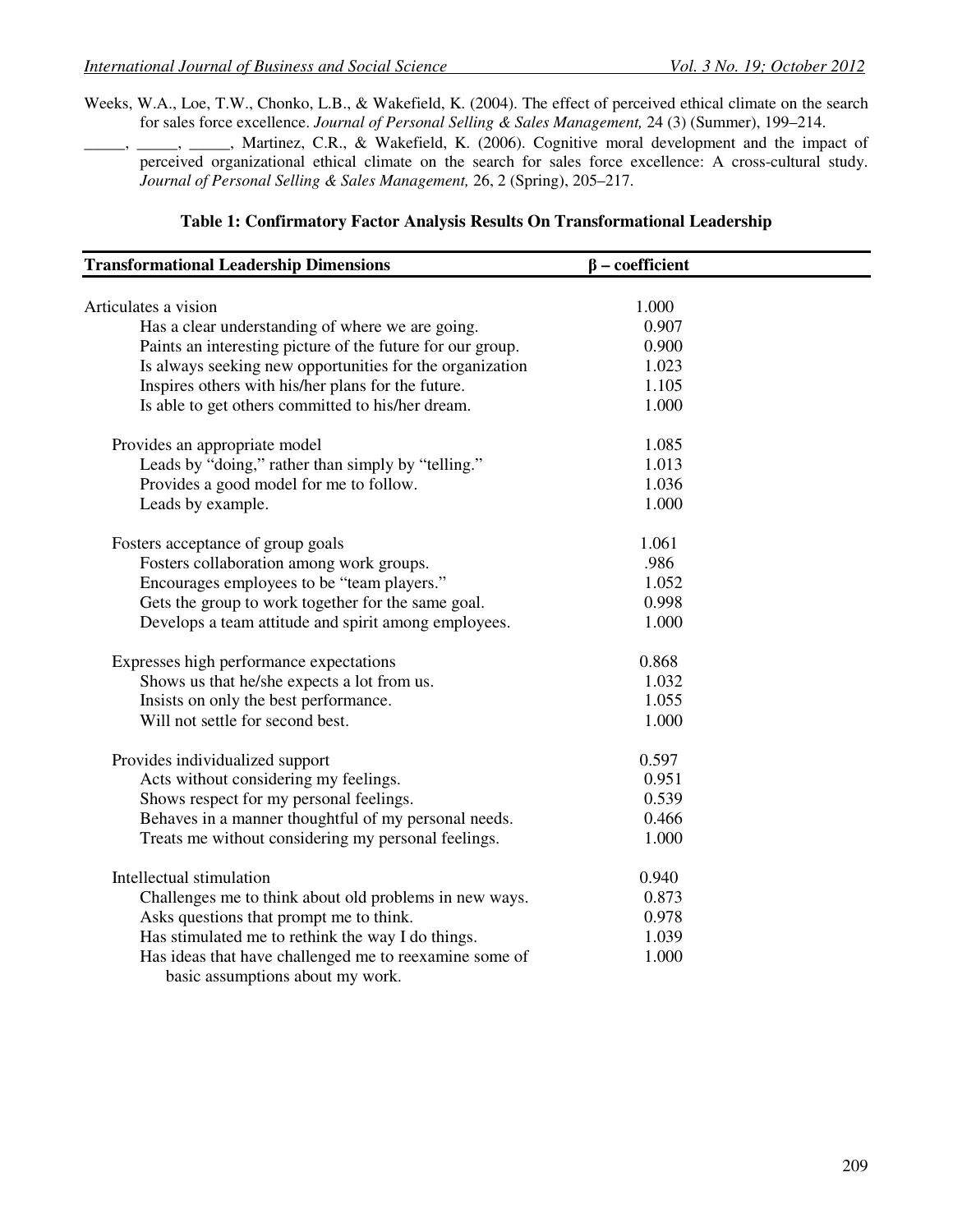Weeks, W.A., Loe, T.W., Chonko, L.B., & Wakefield, K. (2004). The effect of perceived ethical climate on the search for sales force excellence. *Journal of Personal Selling & Sales Management,* 24 (3) (Summer), 199–214.

_____, _____, _____, Martinez, C.R., & Wakefield, K. (2006). Cognitive moral development and the impact of perceived organizational ethical climate on the search for sales force excellence: A cross-cultural study. *Journal of Personal Selling & Sales Management,* 26, 2 (Spring), 205–217.

**Table 1: Confirmatory Factor Analysis Results On Transformational Leadership**

| **Transformational Leadership Dimensions** | **β – coefficient** |
|---|---|
| Articulates a vision | 1.000 |
| Has a clear understanding of where we are going. | 0.907 |
| Paints an interesting picture of the future for our group. | 0.900 |
| Is always seeking new opportunities for the organization | 1.023 |
| Inspires others with his/her plans for the future. | 1.105 |
| Is able to get others committed to his/her dream. | 1.000 |
| Provides an appropriate model | 1.085 |
| Leads by "doing," rather than simply by "telling." | 1.013 |
| Provides a good model for me to follow. | 1.036 |
| Leads by example. | 1.000 |
| Fosters acceptance of group goals | 1.061 |
| Fosters collaboration among work groups. | .986 |
| Encourages employees to be "team players." | 1.052 |
| Gets the group to work together for the same goal. | 0.998 |
| Develops a team attitude and spirit among employees. | 1.000 |
| Expresses high performance expectations | 0.868 |
| Shows us that he/she expects a lot from us. | 1.032 |
| Insists on only the best performance. | 1.055 |
| Will not settle for second best. | 1.000 |
| Provides individualized support | 0.597 |
| Acts without considering my feelings. | 0.951 |
| Shows respect for my personal feelings. | 0.539 |
| Behaves in a manner thoughtful of my personal needs. | 0.466 |
| Treats me without considering my personal feelings. | 1.000 |
| Intellectual stimulation | 0.940 |
| Challenges me to think about old problems in new ways. | 0.873 |
| Asks questions that prompt me to think. | 0.978 |
| Has stimulated me to rethink the way I do things. | 1.039 |
| Has ideas that have challenged me to reexamine some of basic assumptions about my work. | 1.000 |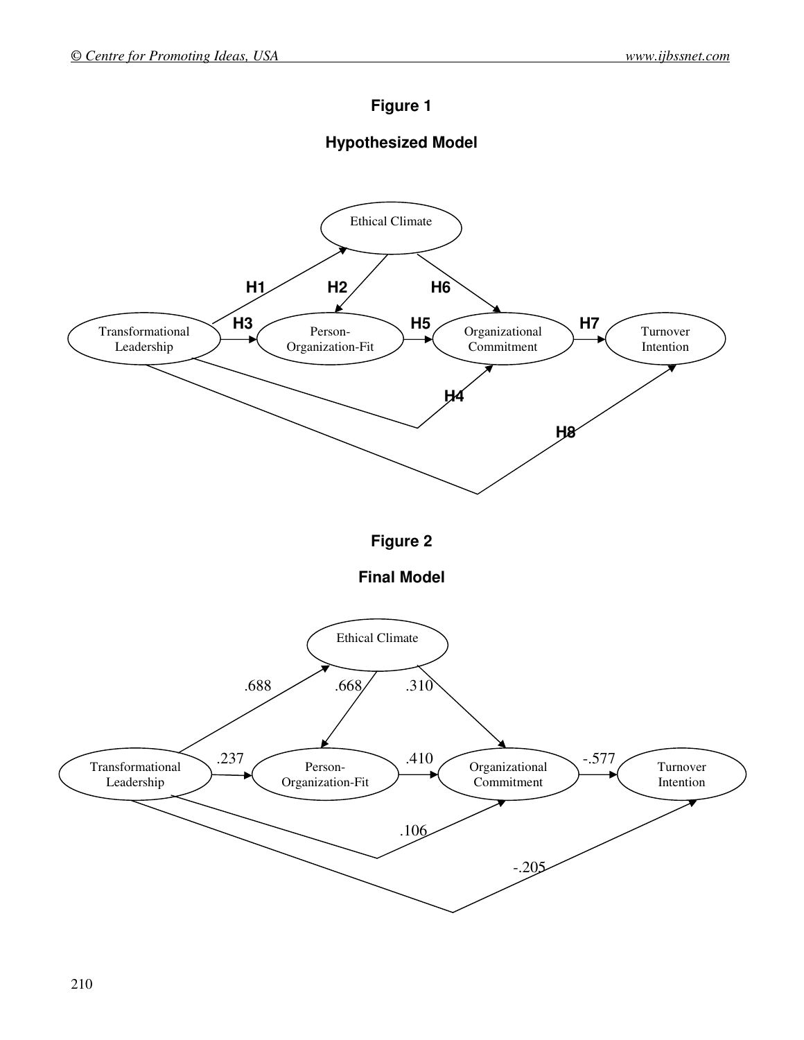**Figure 1**

**Hypothesized Model**

Ethical Climate

H1

H2

H6

Transformational Leadership

H3

Person-Organization-Fit

H5

Organizational Commitment

H7

Turnover Intention

H4

H8

**Figure 2**

**Final Model**

Ethical Climate

.688

.668

.310

Transformational Leadership

.237

Person-Organization-Fit

.410

Organizational Commitment

-.577

Turnover Intention

.106

-.205